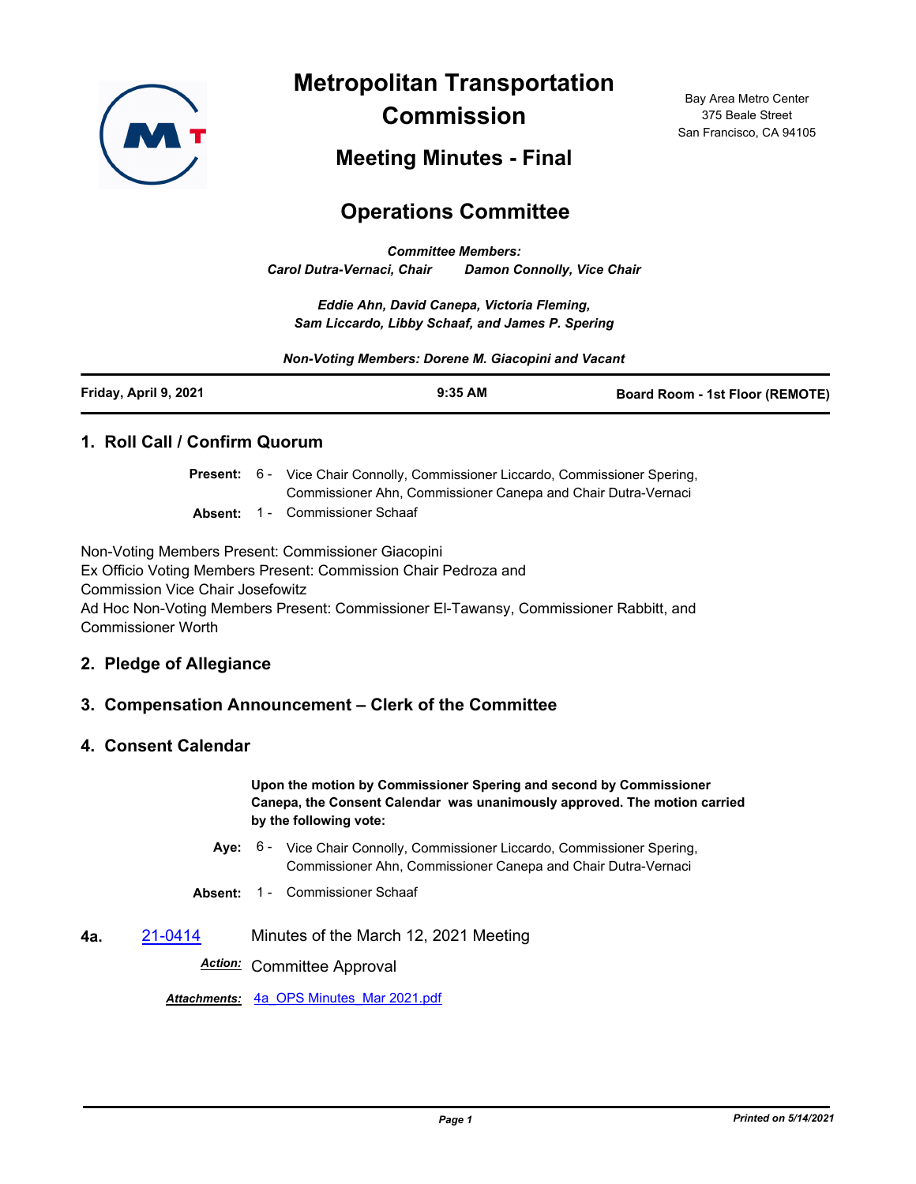# Metropolitan Transportation Commission

Bay Area Metro Center
375 Beale Street
San Francisco, CA 94105

## Meeting Minutes - Final

## Operations Committee

***Committee Members:***
***Carol Dutra-Vernaci, Chair     Damon Connolly, Vice Chair***

***Eddie Ahn, David Canepa, Victoria Fleming,***
***Sam Liccardo, Libby Schaaf, and James P. Spering***

***Non-Voting Members: Dorene M. Giacopini and Vacant***

| **Friday, April 9, 2021** | **9:35 AM** | **Board Room - 1st Floor (REMOTE)** |
|---|---|---|

### 1. Roll Call / Confirm Quorum

**Present:** 6 - Vice Chair Connolly, Commissioner Liccardo, Commissioner Spering, Commissioner Ahn, Commissioner Canepa and Chair Dutra-Vernaci

**Absent:** 1 - Commissioner Schaaf

Non-Voting Members Present: Commissioner Giacopini
Ex Officio Voting Members Present: Commission Chair Pedroza and Commission Vice Chair Josefowitz
Ad Hoc Non-Voting Members Present: Commissioner El-Tawansy, Commissioner Rabbitt, and Commissioner Worth

### 2. Pledge of Allegiance

### 3. Compensation Announcement – Clerk of the Committee

### 4. Consent Calendar

**Upon the motion by Commissioner Spering and second by Commissioner Canepa, the Consent Calendar was unanimously approved. The motion carried by the following vote:**

**Aye:** 6 - Vice Chair Connolly, Commissioner Liccardo, Commissioner Spering, Commissioner Ahn, Commissioner Canepa and Chair Dutra-Vernaci

**Absent:** 1 - Commissioner Schaaf

**4a.** 21-0414 Minutes of the March 12, 2021 Meeting

***Action:*** Committee Approval

***Attachments:*** 4a_OPS Minutes_Mar 2021.pdf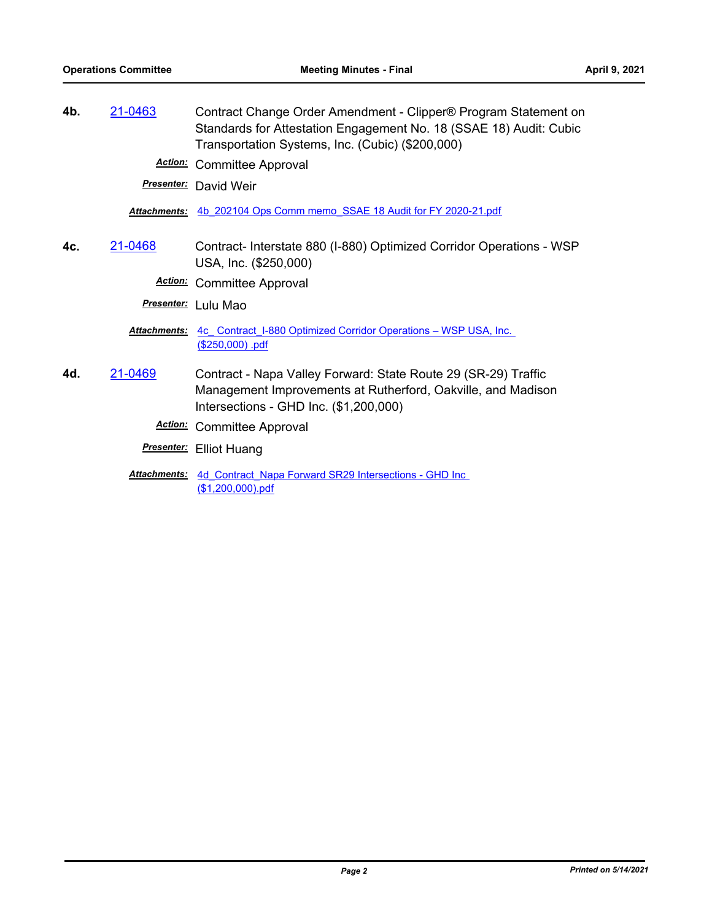**4b.** 21-0463 Contract Change Order Amendment - Clipper® Program Statement on Standards for Attestation Engagement No. 18 (SSAE 18) Audit: Cubic Transportation Systems, Inc. (Cubic) ($200,000)

***Action:*** Committee Approval

***Presenter:*** David Weir

***Attachments:*** 4b_202104 Ops Comm memo_SSAE 18 Audit for FY 2020-21.pdf

**4c.** 21-0468 Contract- Interstate 880 (I-880) Optimized Corridor Operations - WSP USA, Inc. ($250,000)

***Action:*** Committee Approval

***Presenter:*** Lulu Mao

***Attachments:*** 4c_ Contract_I-880 Optimized Corridor Operations – WSP USA, Inc. ($250,000) .pdf

**4d.** 21-0469 Contract - Napa Valley Forward: State Route 29 (SR-29) Traffic Management Improvements at Rutherford, Oakville, and Madison Intersections - GHD Inc. ($1,200,000)

***Action:*** Committee Approval

***Presenter:*** Elliot Huang

***Attachments:*** 4d_Contract_Napa Forward SR29 Intersections - GHD Inc ($1,200,000).pdf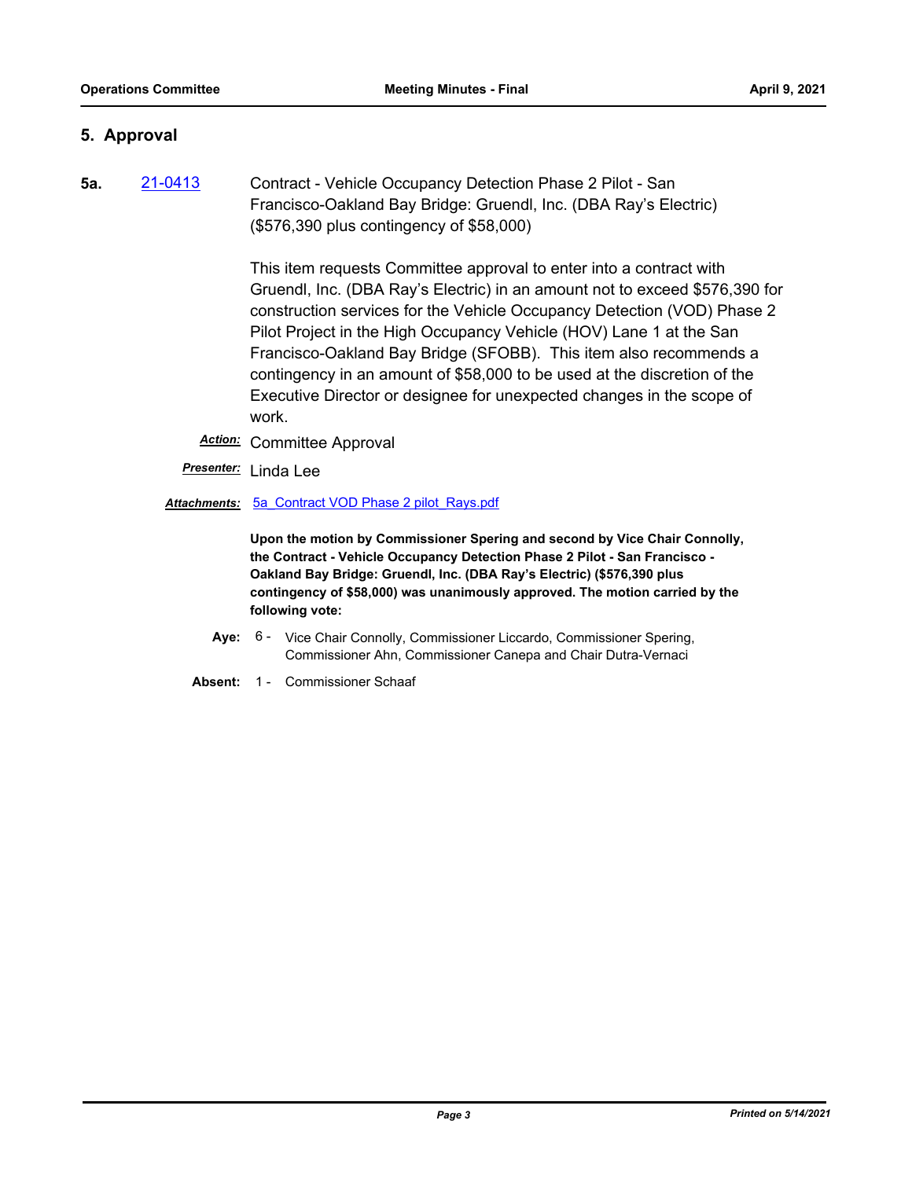## 5. Approval

**5a.** 21-0413 Contract - Vehicle Occupancy Detection Phase 2 Pilot - San Francisco-Oakland Bay Bridge: Gruendl, Inc. (DBA Ray's Electric) ($576,390 plus contingency of $58,000)

This item requests Committee approval to enter into a contract with Gruendl, Inc. (DBA Ray's Electric) in an amount not to exceed $576,390 for construction services for the Vehicle Occupancy Detection (VOD) Phase 2 Pilot Project in the High Occupancy Vehicle (HOV) Lane 1 at the San Francisco-Oakland Bay Bridge (SFOBB). This item also recommends a contingency in an amount of $58,000 to be used at the discretion of the Executive Director or designee for unexpected changes in the scope of work.

***Action:*** Committee Approval

***Presenter:*** Linda Lee

***Attachments:*** 5a_Contract VOD Phase 2 pilot_Rays.pdf

**Upon the motion by Commissioner Spering and second by Vice Chair Connolly, the Contract - Vehicle Occupancy Detection Phase 2 Pilot - San Francisco - Oakland Bay Bridge: Gruendl, Inc. (DBA Ray's Electric) ($576,390 plus contingency of $58,000) was unanimously approved. The motion carried by the following vote:**

**Aye:** 6 - Vice Chair Connolly, Commissioner Liccardo, Commissioner Spering, Commissioner Ahn, Commissioner Canepa and Chair Dutra-Vernaci

**Absent:** 1 - Commissioner Schaaf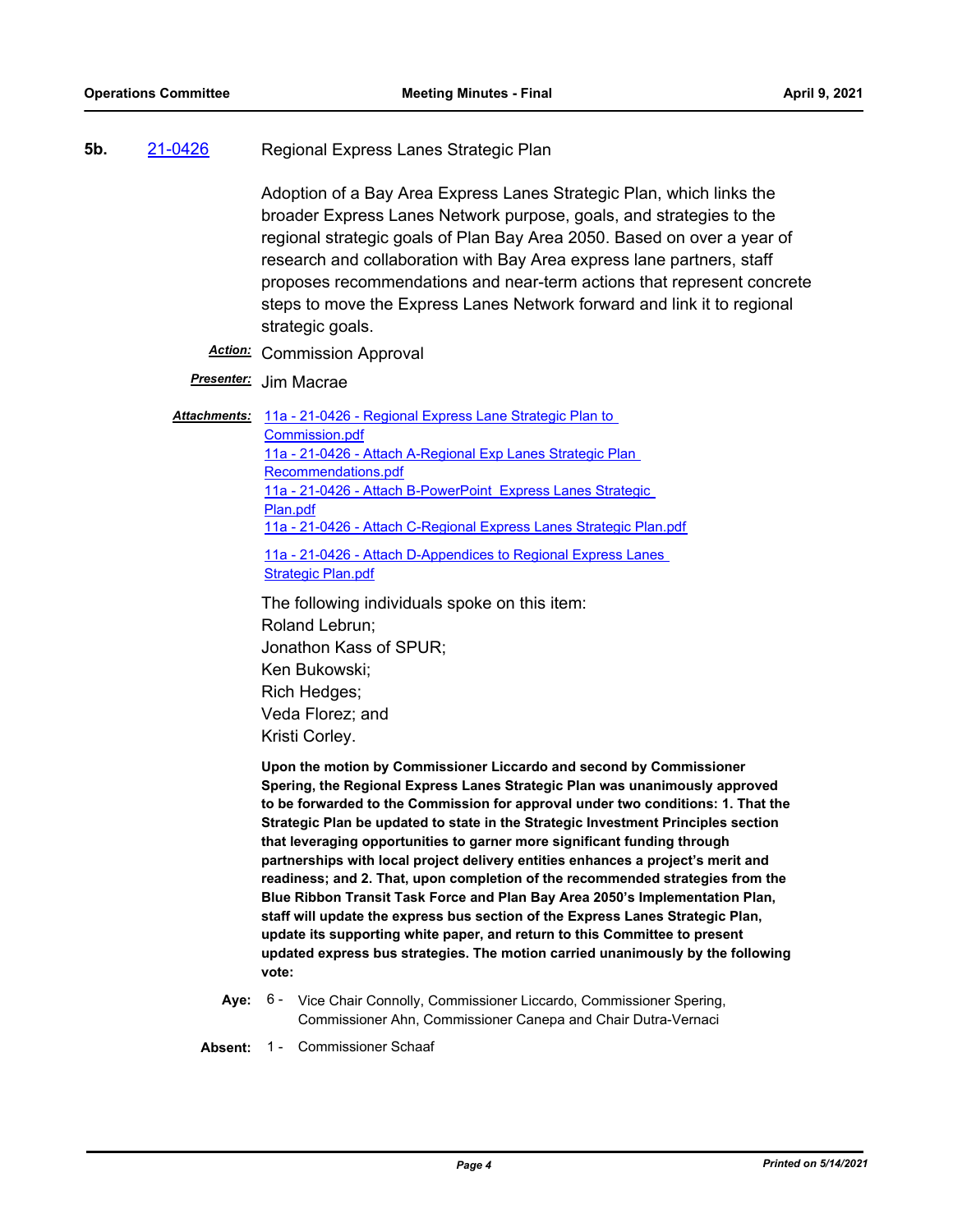**5b.** 21-0426 Regional Express Lanes Strategic Plan

Adoption of a Bay Area Express Lanes Strategic Plan, which links the broader Express Lanes Network purpose, goals, and strategies to the regional strategic goals of Plan Bay Area 2050. Based on over a year of research and collaboration with Bay Area express lane partners, staff proposes recommendations and near-term actions that represent concrete steps to move the Express Lanes Network forward and link it to regional strategic goals.

***Action:*** Commission Approval

***Presenter:*** Jim Macrae

***Attachments:*** 11a - 21-0426 - Regional Express Lane Strategic Plan to Commission.pdf
11a - 21-0426 - Attach A-Regional Exp Lanes Strategic Plan Recommendations.pdf
11a - 21-0426 - Attach B-PowerPoint Express Lanes Strategic Plan.pdf
11a - 21-0426 - Attach C-Regional Express Lanes Strategic Plan.pdf
11a - 21-0426 - Attach D-Appendices to Regional Express Lanes Strategic Plan.pdf

The following individuals spoke on this item:
Roland Lebrun;
Jonathon Kass of SPUR;
Ken Bukowski;
Rich Hedges;
Veda Florez; and
Kristi Corley.

**Upon the motion by Commissioner Liccardo and second by Commissioner Spering, the Regional Express Lanes Strategic Plan was unanimously approved to be forwarded to the Commission for approval under two conditions: 1. That the Strategic Plan be updated to state in the Strategic Investment Principles section that leveraging opportunities to garner more significant funding through partnerships with local project delivery entities enhances a project's merit and readiness; and 2. That, upon completion of the recommended strategies from the Blue Ribbon Transit Task Force and Plan Bay Area 2050's Implementation Plan, staff will update the express bus section of the Express Lanes Strategic Plan, update its supporting white paper, and return to this Committee to present updated express bus strategies. The motion carried unanimously by the following vote:**

**Aye:** 6 - Vice Chair Connolly, Commissioner Liccardo, Commissioner Spering, Commissioner Ahn, Commissioner Canepa and Chair Dutra-Vernaci

**Absent:** 1 - Commissioner Schaaf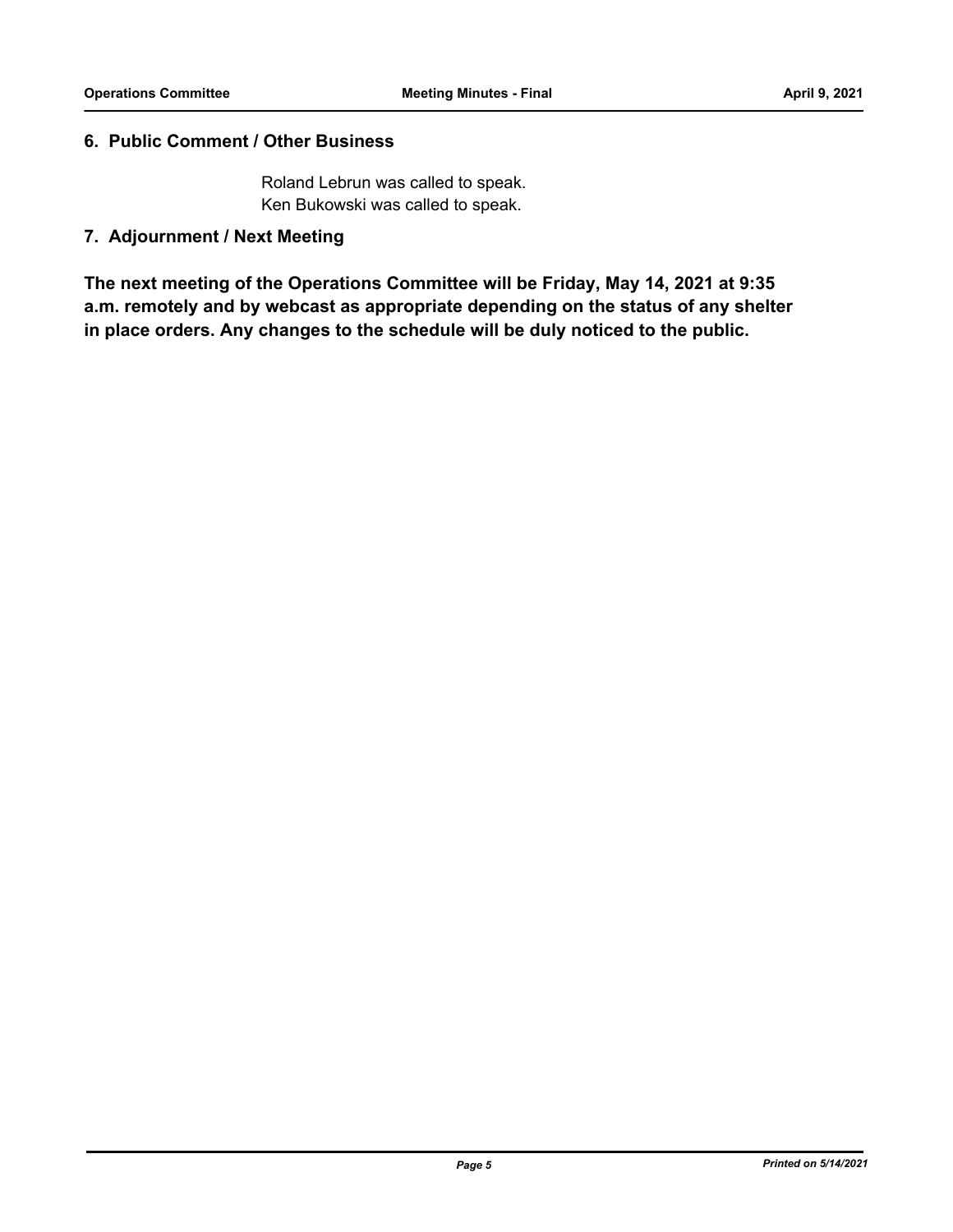## 6. Public Comment / Other Business

Roland Lebrun was called to speak.
Ken Bukowski was called to speak.

## 7. Adjournment / Next Meeting

**The next meeting of the Operations Committee will be Friday, May 14, 2021 at 9:35 a.m. remotely and by webcast as appropriate depending on the status of any shelter in place orders. Any changes to the schedule will be duly noticed to the public.**